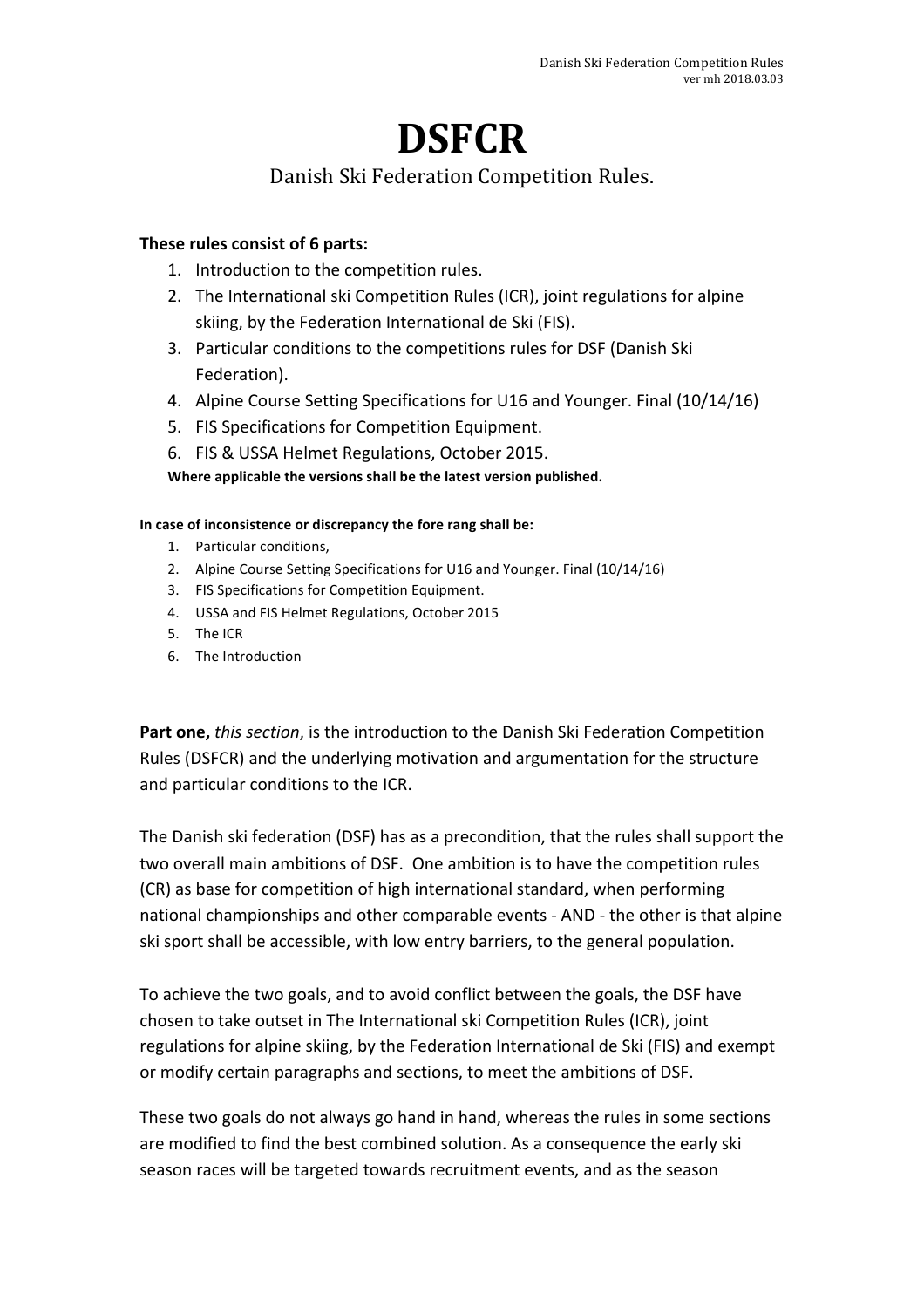# DSFCR

Danish Ski Federation Competition Rules.

**These rules consist of 6 parts:**

1. Introduction to the competition rules.
2. The International ski Competition Rules (ICR), joint regulations for alpine skiing, by the Federation International de Ski (FIS).
3. Particular conditions to the competitions rules for DSF (Danish Ski Federation).
4. Alpine Course Setting Specifications for U16 and Younger. Final (10/14/16)
5. FIS Specifications for Competition Equipment.
6. FIS & USSA Helmet Regulations, October 2015.

**Where applicable the versions shall be the latest version published.**

**In case of inconsistence or discrepancy the fore rang shall be:**

1. Particular conditions,
2. Alpine Course Setting Specifications for U16 and Younger. Final (10/14/16)
3. FIS Specifications for Competition Equipment.
4. USSA and FIS Helmet Regulations, October 2015
5. The ICR
6. The Introduction

**Part one,** *this section*, is the introduction to the Danish Ski Federation Competition Rules (DSFCR) and the underlying motivation and argumentation for the structure and particular conditions to the ICR.

The Danish ski federation (DSF) has as a precondition, that the rules shall support the two overall main ambitions of DSF. One ambition is to have the competition rules (CR) as base for competition of high international standard, when performing national championships and other comparable events - AND - the other is that alpine ski sport shall be accessible, with low entry barriers, to the general population.

To achieve the two goals, and to avoid conflict between the goals, the DSF have chosen to take outset in The International ski Competition Rules (ICR), joint regulations for alpine skiing, by the Federation International de Ski (FIS) and exempt or modify certain paragraphs and sections, to meet the ambitions of DSF.

These two goals do not always go hand in hand, whereas the rules in some sections are modified to find the best combined solution. As a consequence the early ski season races will be targeted towards recruitment events, and as the season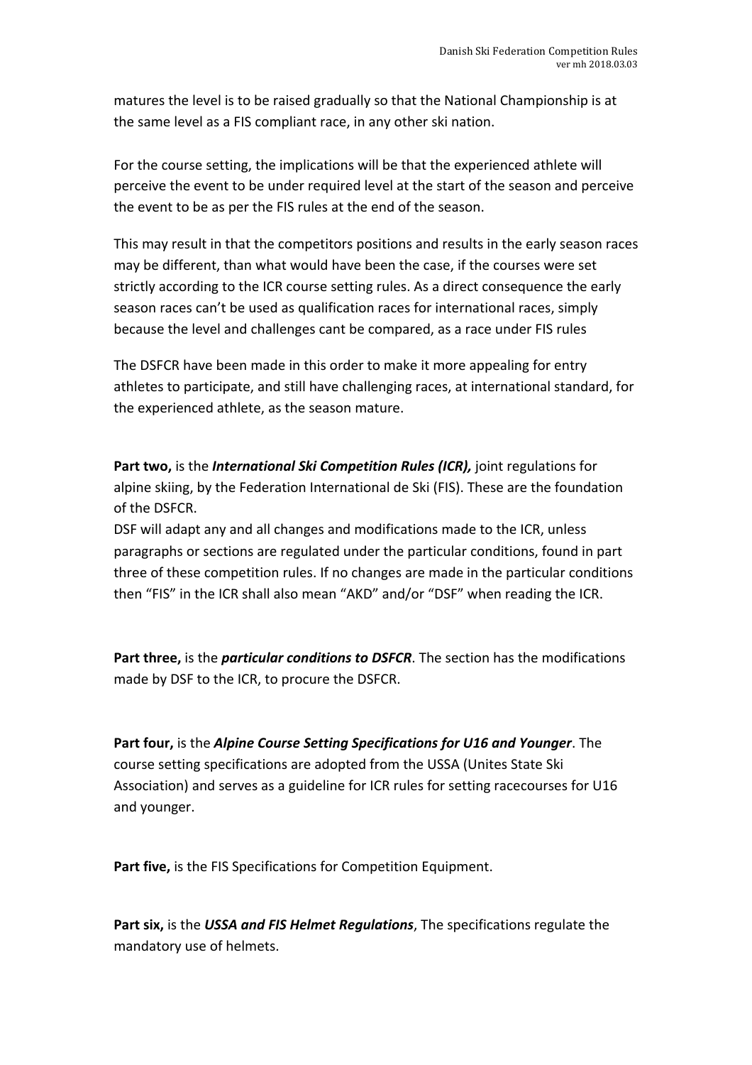matures the level is to be raised gradually so that the National Championship is at the same level as a FIS compliant race, in any other ski nation.

For the course setting, the implications will be that the experienced athlete will perceive the event to be under required level at the start of the season and perceive the event to be as per the FIS rules at the end of the season.

This may result in that the competitors positions and results in the early season races may be different, than what would have been the case, if the courses were set strictly according to the ICR course setting rules. As a direct consequence the early season races can't be used as qualification races for international races, simply because the level and challenges cant be compared, as a race under FIS rules

The DSFCR have been made in this order to make it more appealing for entry athletes to participate, and still have challenging races, at international standard, for the experienced athlete, as the season mature.

**Part two,** is the ***International Ski Competition Rules (ICR),*** joint regulations for alpine skiing, by the Federation International de Ski (FIS). These are the foundation of the DSFCR.
DSF will adapt any and all changes and modifications made to the ICR, unless paragraphs or sections are regulated under the particular conditions, found in part three of these competition rules. If no changes are made in the particular conditions then "FIS" in the ICR shall also mean "AKD" and/or "DSF" when reading the ICR.

**Part three,** is the ***particular conditions to DSFCR***. The section has the modifications made by DSF to the ICR, to procure the DSFCR.

**Part four,** is the ***Alpine Course Setting Specifications for U16 and Younger***. The course setting specifications are adopted from the USSA (Unites State Ski Association) and serves as a guideline for ICR rules for setting racecourses for U16 and younger.

**Part five,** is the FIS Specifications for Competition Equipment.

**Part six,** is the ***USSA and FIS Helmet Regulations***, The specifications regulate the mandatory use of helmets.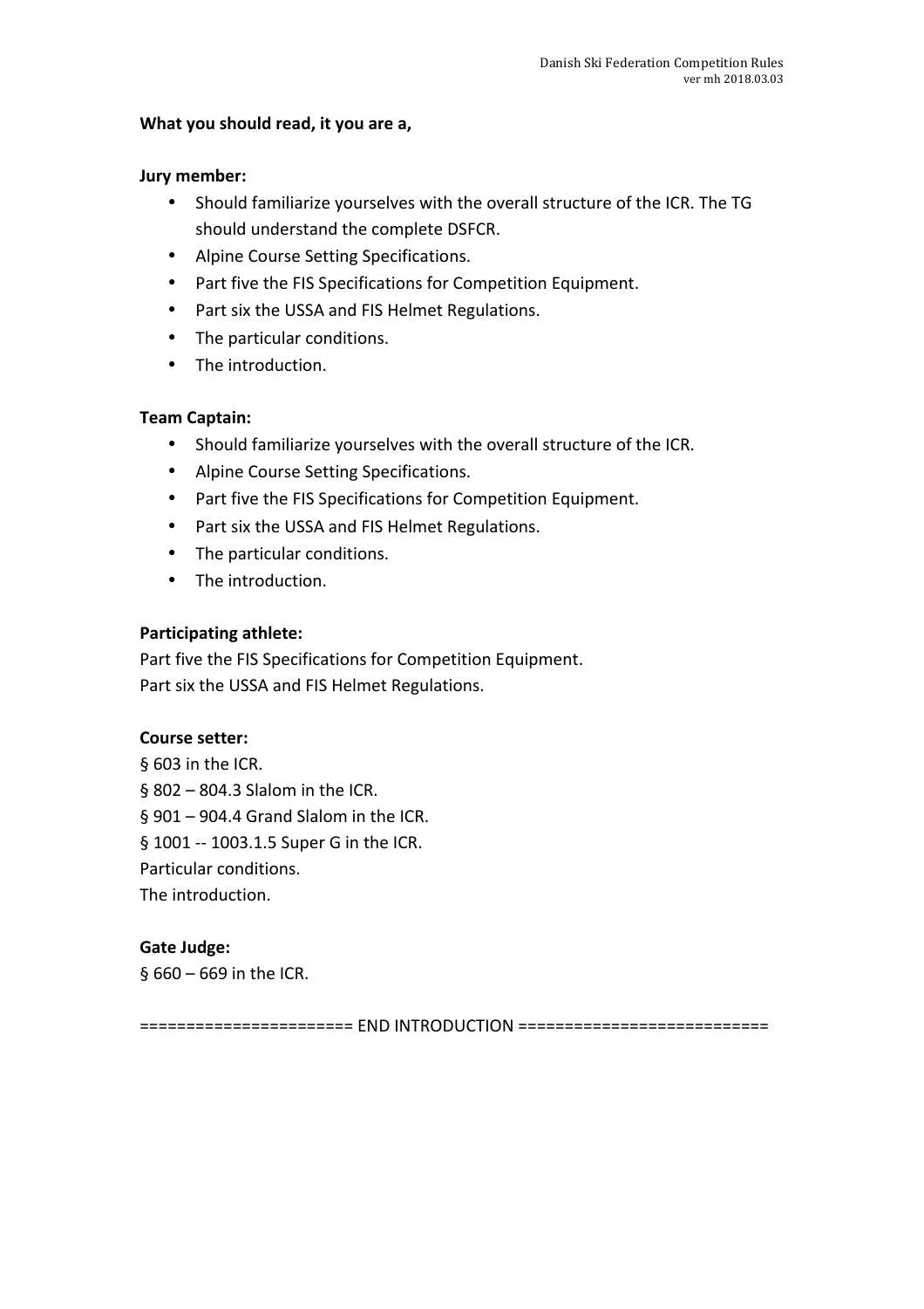**What you should read, it you are a,**

**Jury member:**

- Should familiarize yourselves with the overall structure of the ICR. The TG should understand the complete DSFCR.
- Alpine Course Setting Specifications.
- Part five the FIS Specifications for Competition Equipment.
- Part six the USSA and FIS Helmet Regulations.
- The particular conditions.
- The introduction.

**Team Captain:**

- Should familiarize yourselves with the overall structure of the ICR.
- Alpine Course Setting Specifications.
- Part five the FIS Specifications for Competition Equipment.
- Part six the USSA and FIS Helmet Regulations.
- The particular conditions.
- The introduction.

**Participating athlete:**

Part five the FIS Specifications for Competition Equipment.
Part six the USSA and FIS Helmet Regulations.

**Course setter:**

§ 603 in the ICR.
§ 802 – 804.3 Slalom in the ICR.
§ 901 – 904.4 Grand Slalom in the ICR.
§ 1001 -- 1003.1.5 Super G in the ICR.
Particular conditions.
The introduction.

**Gate Judge:**

§ 660 – 669 in the ICR.

====================== END INTRODUCTION ==========================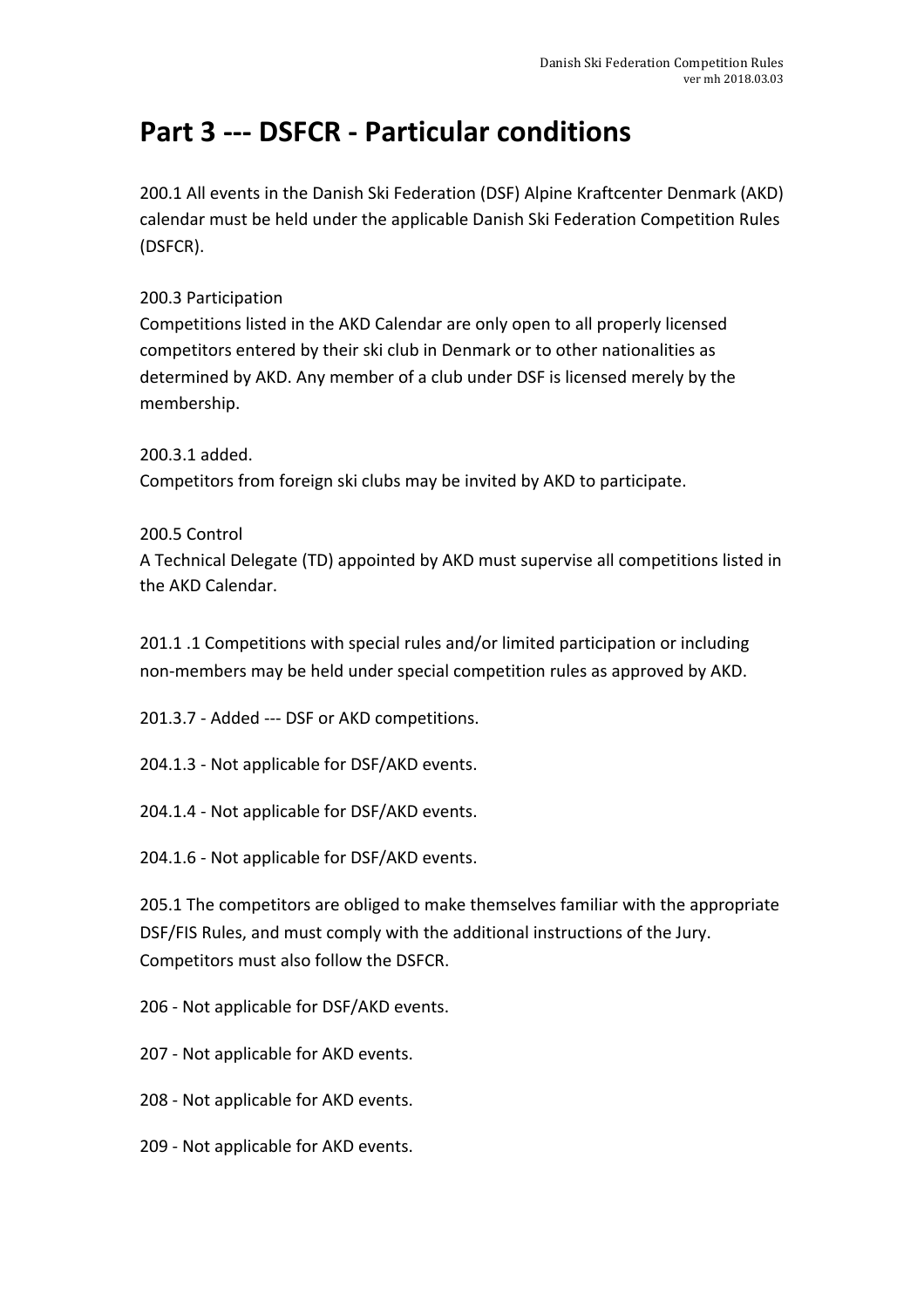# Part 3 --- DSFCR - Particular conditions

200.1 All events in the Danish Ski Federation (DSF) Alpine Kraftcenter Denmark (AKD) calendar must be held under the applicable Danish Ski Federation Competition Rules (DSFCR).

200.3 Participation
Competitions listed in the AKD Calendar are only open to all properly licensed competitors entered by their ski club in Denmark or to other nationalities as determined by AKD. Any member of a club under DSF is licensed merely by the membership.

200.3.1 added.
Competitors from foreign ski clubs may be invited by AKD to participate.

200.5 Control
A Technical Delegate (TD) appointed by AKD must supervise all competitions listed in the AKD Calendar.

201.1 .1 Competitions with special rules and/or limited participation or including non-members may be held under special competition rules as approved by AKD.

201.3.7 - Added --- DSF or AKD competitions.

204.1.3 - Not applicable for DSF/AKD events.

204.1.4 - Not applicable for DSF/AKD events.

204.1.6 - Not applicable for DSF/AKD events.

205.1 The competitors are obliged to make themselves familiar with the appropriate DSF/FIS Rules, and must comply with the additional instructions of the Jury. Competitors must also follow the DSFCR.

206 - Not applicable for DSF/AKD events.

207 - Not applicable for AKD events.

208 - Not applicable for AKD events.

209 - Not applicable for AKD events.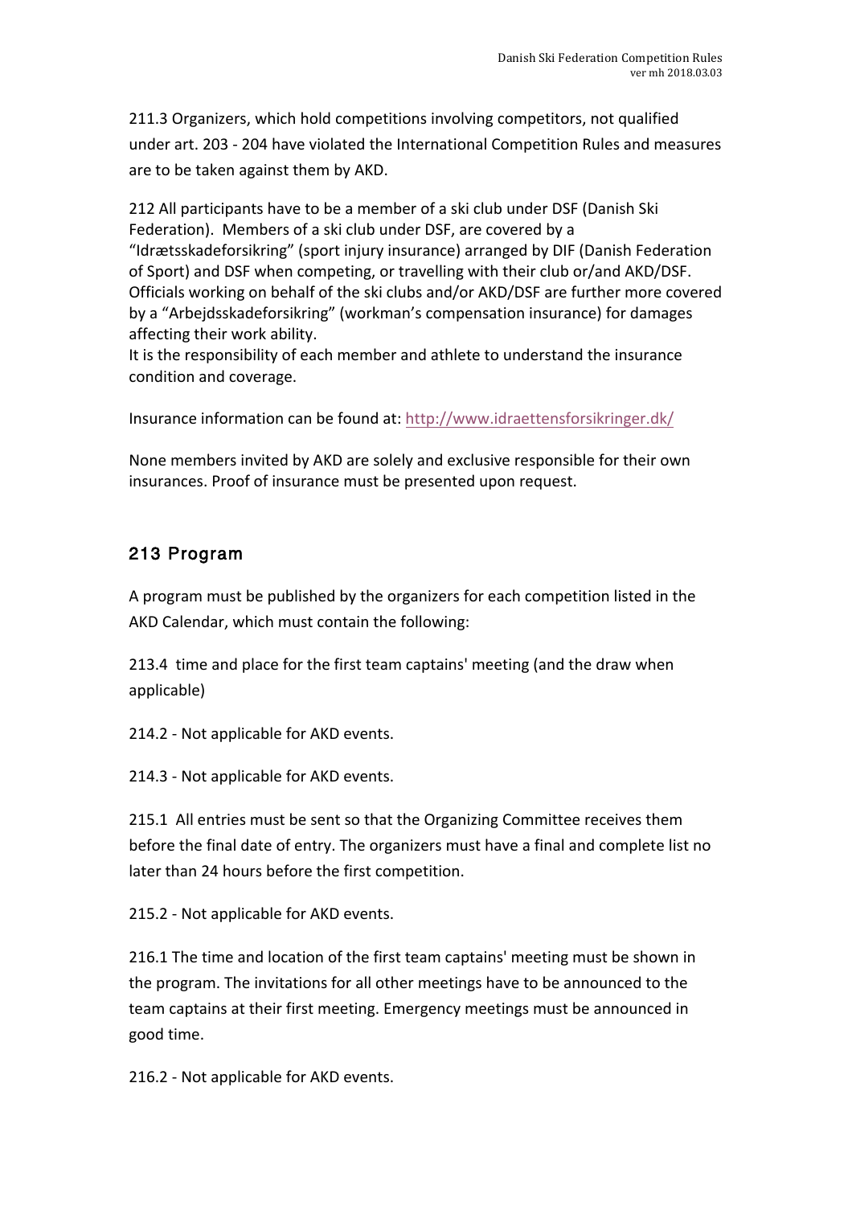211.3 Organizers, which hold competitions involving competitors, not qualified under art. 203 - 204 have violated the International Competition Rules and measures are to be taken against them by AKD.

212 All participants have to be a member of a ski club under DSF (Danish Ski Federation). Members of a ski club under DSF, are covered by a "Idrætsskadeforsikring" (sport injury insurance) arranged by DIF (Danish Federation of Sport) and DSF when competing, or travelling with their club or/and AKD/DSF. Officials working on behalf of the ski clubs and/or AKD/DSF are further more covered by a "Arbejdsskadeforsikring" (workman's compensation insurance) for damages affecting their work ability.
It is the responsibility of each member and athlete to understand the insurance condition and coverage.

Insurance information can be found at: http://www.idraettensforsikringer.dk/

None members invited by AKD are solely and exclusive responsible for their own insurances. Proof of insurance must be presented upon request.

## 213 Program

A program must be published by the organizers for each competition listed in the AKD Calendar, which must contain the following:

213.4 time and place for the first team captains' meeting (and the draw when applicable)

214.2 - Not applicable for AKD events.

214.3 - Not applicable for AKD events.

215.1 All entries must be sent so that the Organizing Committee receives them before the final date of entry. The organizers must have a final and complete list no later than 24 hours before the first competition.

215.2 - Not applicable for AKD events.

216.1 The time and location of the first team captains' meeting must be shown in the program. The invitations for all other meetings have to be announced to the team captains at their first meeting. Emergency meetings must be announced in good time.

216.2 - Not applicable for AKD events.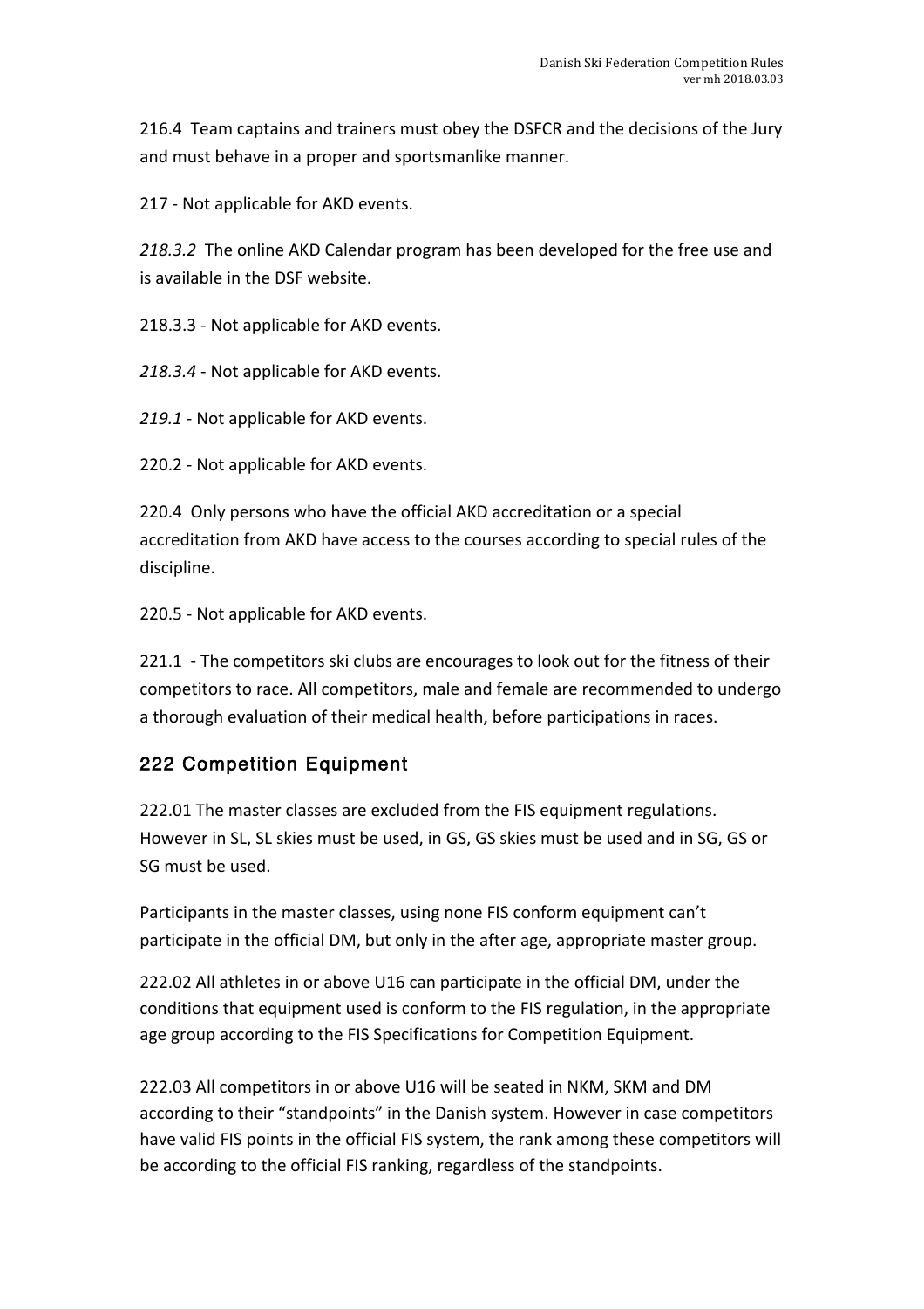216.4  Team captains and trainers must obey the DSFCR and the decisions of the Jury and must behave in a proper and sportsmanlike manner.

217 - Not applicable for AKD events.

*218.3.2*  The online AKD Calendar program has been developed for the free use and is available in the DSF website.

218.3.3 - Not applicable for AKD events.

*218.3.4* - Not applicable for AKD events.

*219.1* - Not applicable for AKD events.

220.2 - Not applicable for AKD events.

220.4  Only persons who have the official AKD accreditation or a special accreditation from AKD have access to the courses according to special rules of the discipline.

220.5 - Not applicable for AKD events.

221.1  - The competitors ski clubs are encourages to look out for the fitness of their competitors to race. All competitors, male and female are recommended to undergo a thorough evaluation of their medical health, before participations in races.

## 222 Competition Equipment

222.01 The master classes are excluded from the FIS equipment regulations. However in SL, SL skies must be used, in GS, GS skies must be used and in SG, GS or SG must be used.

Participants in the master classes, using none FIS conform equipment can't participate in the official DM, but only in the after age, appropriate master group.

222.02 All athletes in or above U16 can participate in the official DM, under the conditions that equipment used is conform to the FIS regulation, in the appropriate age group according to the FIS Specifications for Competition Equipment.

222.03 All competitors in or above U16 will be seated in NKM, SKM and DM according to their "standpoints" in the Danish system. However in case competitors have valid FIS points in the official FIS system, the rank among these competitors will be according to the official FIS ranking, regardless of the standpoints.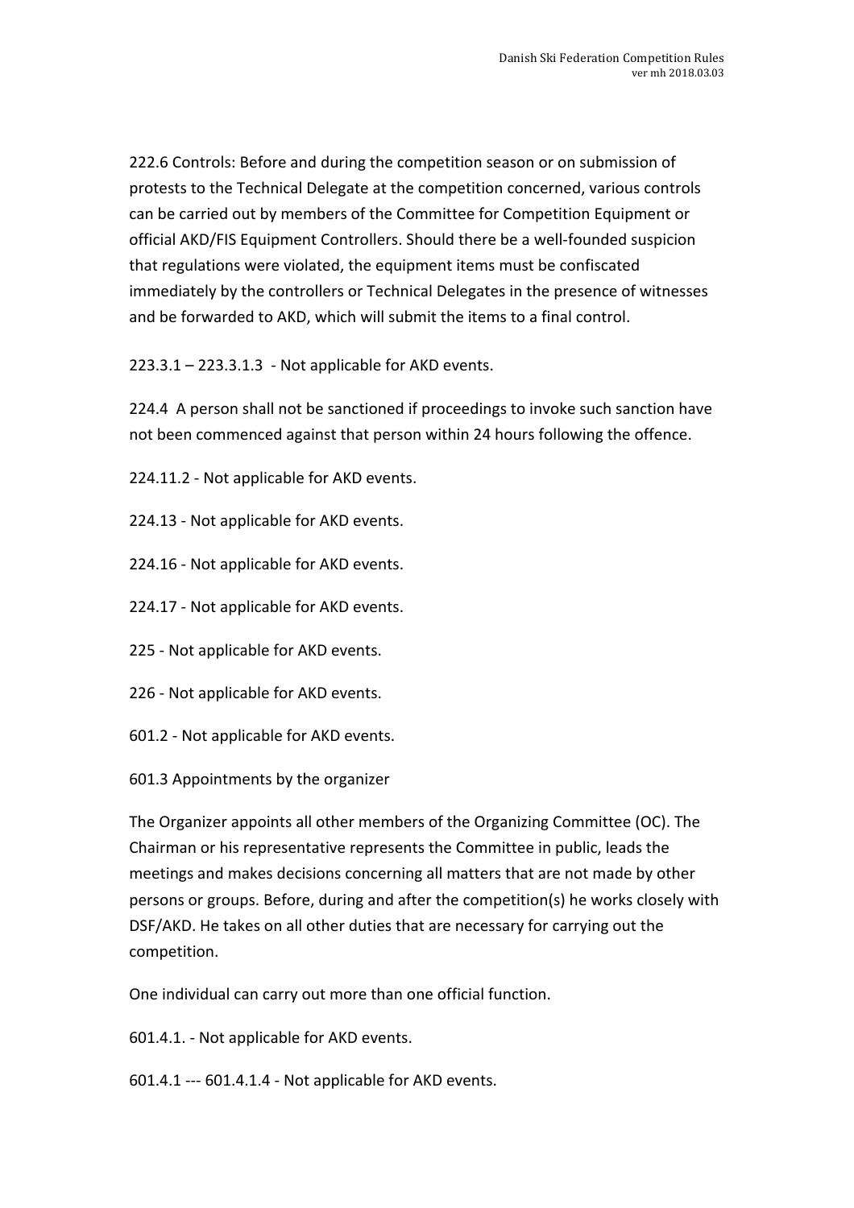222.6 Controls: Before and during the competition season or on submission of protests to the Technical Delegate at the competition concerned, various controls can be carried out by members of the Committee for Competition Equipment or official AKD/FIS Equipment Controllers. Should there be a well-founded suspicion that regulations were violated, the equipment items must be confiscated immediately by the controllers or Technical Delegates in the presence of witnesses and be forwarded to AKD, which will submit the items to a final control.

223.3.1 – 223.3.1.3 - Not applicable for AKD events.

224.4 A person shall not be sanctioned if proceedings to invoke such sanction have not been commenced against that person within 24 hours following the offence.

224.11.2 - Not applicable for AKD events.

224.13 - Not applicable for AKD events.

224.16 - Not applicable for AKD events.

224.17 - Not applicable for AKD events.

225 - Not applicable for AKD events.

226 - Not applicable for AKD events.

601.2 - Not applicable for AKD events.

601.3 Appointments by the organizer

The Organizer appoints all other members of the Organizing Committee (OC). The Chairman or his representative represents the Committee in public, leads the meetings and makes decisions concerning all matters that are not made by other persons or groups. Before, during and after the competition(s) he works closely with DSF/AKD. He takes on all other duties that are necessary for carrying out the competition.

One individual can carry out more than one official function.

601.4.1. - Not applicable for AKD events.

601.4.1 --- 601.4.1.4 - Not applicable for AKD events.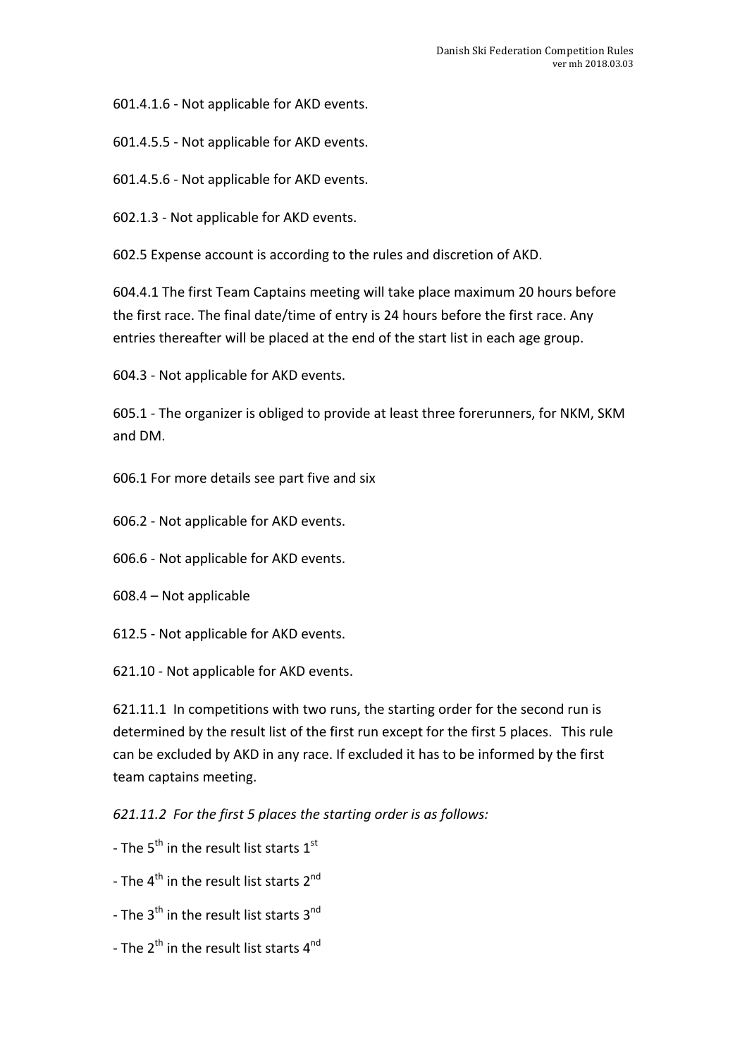601.4.1.6 - Not applicable for AKD events.

601.4.5.5 - Not applicable for AKD events.

601.4.5.6 - Not applicable for AKD events.

602.1.3 - Not applicable for AKD events.

602.5 Expense account is according to the rules and discretion of AKD.

604.4.1 The first Team Captains meeting will take place maximum 20 hours before the first race. The final date/time of entry is 24 hours before the first race. Any entries thereafter will be placed at the end of the start list in each age group.

604.3 - Not applicable for AKD events.

605.1 - The organizer is obliged to provide at least three forerunners, for NKM, SKM and DM.

606.1 For more details see part five and six

606.2 - Not applicable for AKD events.

606.6 - Not applicable for AKD events.

608.4 – Not applicable

612.5 - Not applicable for AKD events.

621.10 - Not applicable for AKD events.

621.11.1 In competitions with two runs, the starting order for the second run is determined by the result list of the first run except for the first 5 places. This rule can be excluded by AKD in any race. If excluded it has to be informed by the first team captains meeting.

*621.11.2 For the first 5 places the starting order is as follows:*

- The 5th in the result list starts 1st
- The 4th in the result list starts 2nd
- The 3th in the result list starts 3nd
- The 2th in the result list starts 4nd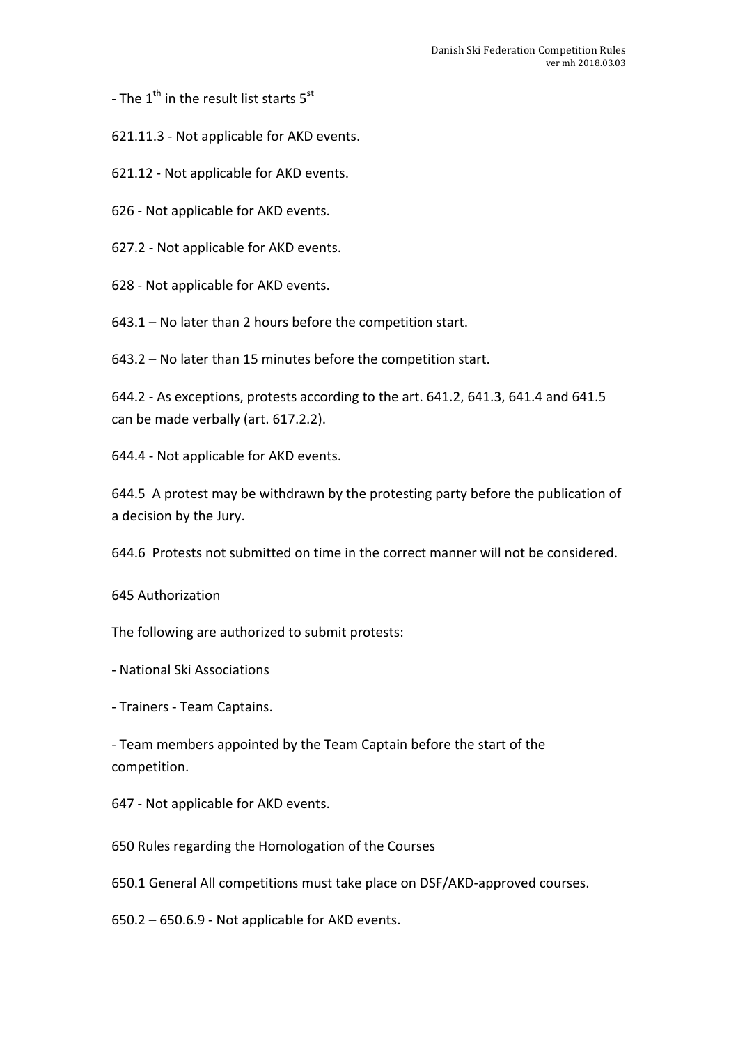- The 1$^{th}$ in the result list starts 5$^{st}$

621.11.3 - Not applicable for AKD events.

621.12 - Not applicable for AKD events.

626 - Not applicable for AKD events.

627.2 - Not applicable for AKD events.

628 - Not applicable for AKD events.

643.1 – No later than 2 hours before the competition start.

643.2 – No later than 15 minutes before the competition start.

644.2 - As exceptions, protests according to the art. 641.2, 641.3, 641.4 and 641.5 can be made verbally (art. 617.2.2).

644.4 - Not applicable for AKD events.

644.5 A protest may be withdrawn by the protesting party before the publication of a decision by the Jury.

644.6 Protests not submitted on time in the correct manner will not be considered.

645 Authorization

The following are authorized to submit protests:

- National Ski Associations

- Trainers - Team Captains.

- Team members appointed by the Team Captain before the start of the competition.

647 - Not applicable for AKD events.

650 Rules regarding the Homologation of the Courses

650.1 General All competitions must take place on DSF/AKD-approved courses.

650.2 – 650.6.9 - Not applicable for AKD events.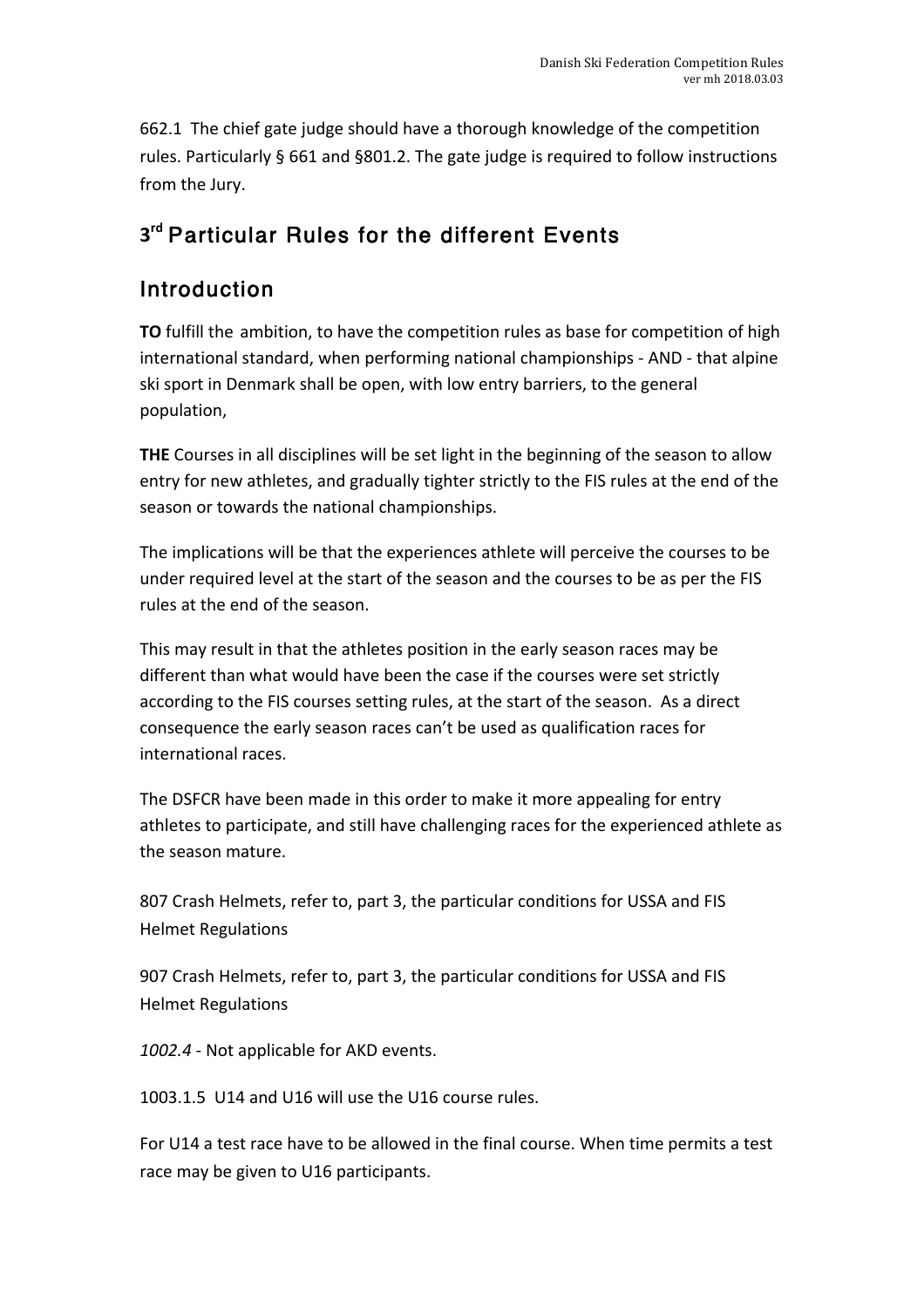662.1 The chief gate judge should have a thorough knowledge of the competition rules. Particularly § 661 and §801.2. The gate judge is required to follow instructions from the Jury.

## 3rd Particular Rules for the different Events

## Introduction

**TO** fulfill the ambition, to have the competition rules as base for competition of high international standard, when performing national championships - AND - that alpine ski sport in Denmark shall be open, with low entry barriers, to the general population,

**THE** Courses in all disciplines will be set light in the beginning of the season to allow entry for new athletes, and gradually tighter strictly to the FIS rules at the end of the season or towards the national championships.

The implications will be that the experiences athlete will perceive the courses to be under required level at the start of the season and the courses to be as per the FIS rules at the end of the season.

This may result in that the athletes position in the early season races may be different than what would have been the case if the courses were set strictly according to the FIS courses setting rules, at the start of the season. As a direct consequence the early season races can't be used as qualification races for international races.

The DSFCR have been made in this order to make it more appealing for entry athletes to participate, and still have challenging races for the experienced athlete as the season mature.

807 Crash Helmets, refer to, part 3, the particular conditions for USSA and FIS Helmet Regulations

907 Crash Helmets, refer to, part 3, the particular conditions for USSA and FIS Helmet Regulations

*1002.4* - Not applicable for AKD events.

1003.1.5 U14 and U16 will use the U16 course rules.

For U14 a test race have to be allowed in the final course. When time permits a test race may be given to U16 participants.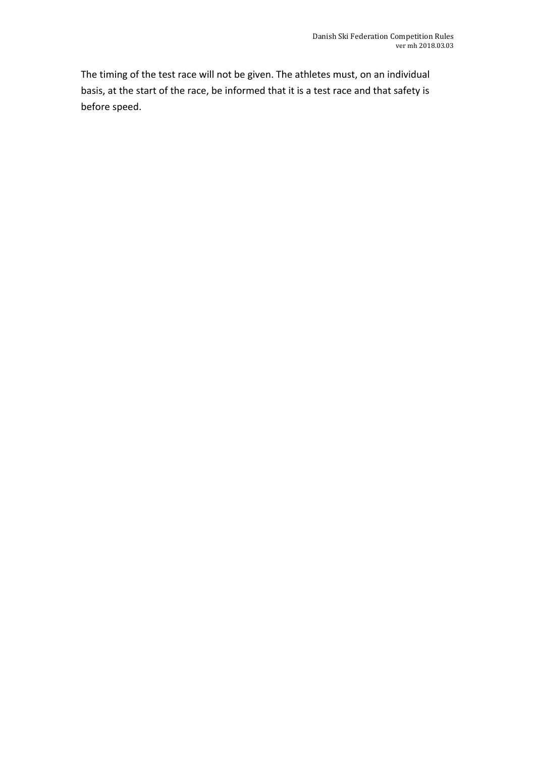The timing of the test race will not be given. The athletes must, on an individual basis, at the start of the race, be informed that it is a test race and that safety is before speed.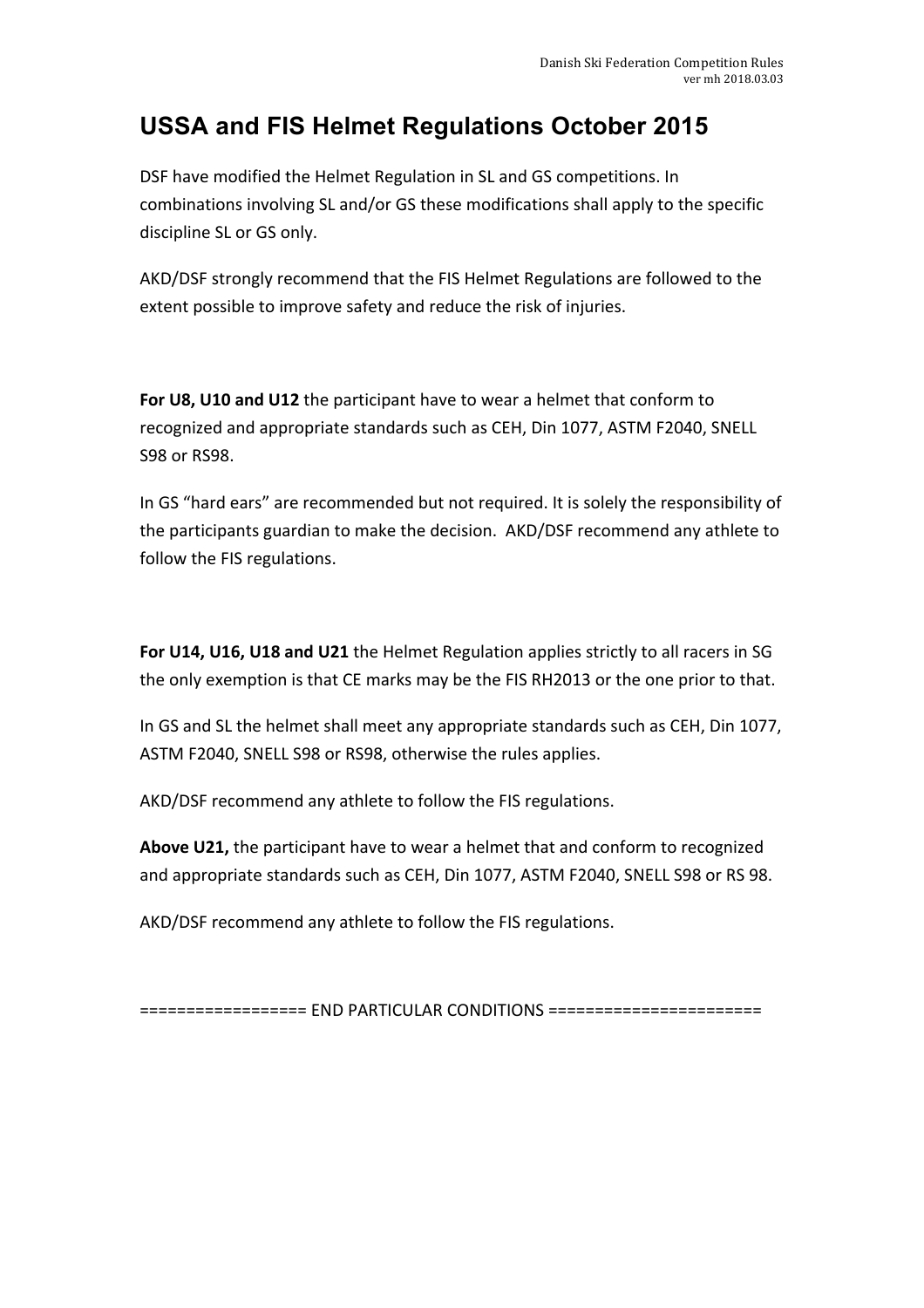# USSA and FIS Helmet Regulations October 2015

DSF have modified the Helmet Regulation in SL and GS competitions. In combinations involving SL and/or GS these modifications shall apply to the specific discipline SL or GS only.

AKD/DSF strongly recommend that the FIS Helmet Regulations are followed to the extent possible to improve safety and reduce the risk of injuries.

**For U8, U10 and U12** the participant have to wear a helmet that conform to recognized and appropriate standards such as CEH, Din 1077, ASTM F2040, SNELL S98 or RS98.

In GS "hard ears" are recommended but not required. It is solely the responsibility of the participants guardian to make the decision. AKD/DSF recommend any athlete to follow the FIS regulations.

**For U14, U16, U18 and U21** the Helmet Regulation applies strictly to all racers in SG the only exemption is that CE marks may be the FIS RH2013 or the one prior to that.

In GS and SL the helmet shall meet any appropriate standards such as CEH, Din 1077, ASTM F2040, SNELL S98 or RS98, otherwise the rules applies.

AKD/DSF recommend any athlete to follow the FIS regulations.

**Above U21,** the participant have to wear a helmet that and conform to recognized and appropriate standards such as CEH, Din 1077, ASTM F2040, SNELL S98 or RS 98.

AKD/DSF recommend any athlete to follow the FIS regulations.

================= END PARTICULAR CONDITIONS ======================